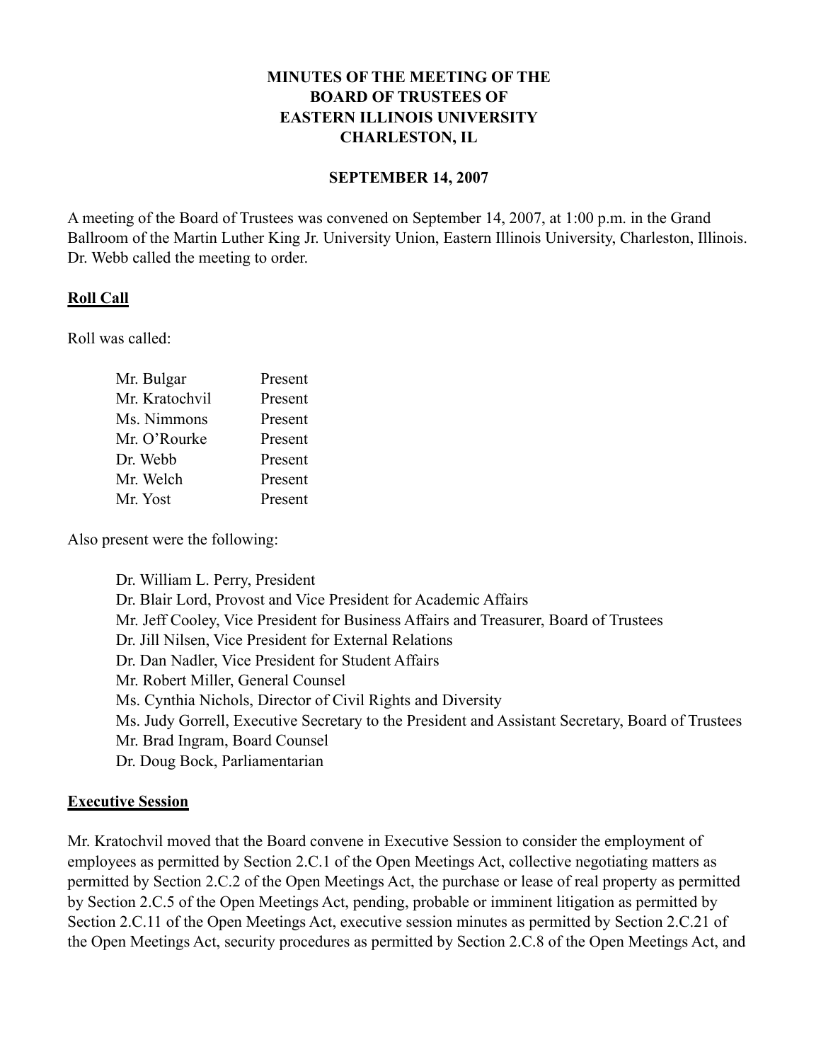# MINUTES OF THE MEETING OF THE BOARD OF TRUSTEES OF EASTERN ILLINOIS UNIVERSITY CHARLESTON, IL

## SEPTEMBER 14, 2007

A meeting of the Board of Trustees was convened on September 14, 2007, at 1:00 p.m. in the Grand Ballroom of the Martin Luther King Jr. University Union, Eastern Illinois University, Charleston, Illinois. Dr. Webb called the meeting to order.

### Roll Call

Roll was called:

| | |
|---|---|
| Mr. Bulgar | Present |
| Mr. Kratochvil | Present |
| Ms. Nimmons | Present |
| Mr. O'Rourke | Present |
| Dr. Webb | Present |
| Mr. Welch | Present |
| Mr. Yost | Present |

Also present were the following:

- Dr. William L. Perry, President
- Dr. Blair Lord, Provost and Vice President for Academic Affairs
- Mr. Jeff Cooley, Vice President for Business Affairs and Treasurer, Board of Trustees
- Dr. Jill Nilsen, Vice President for External Relations
- Dr. Dan Nadler, Vice President for Student Affairs
- Mr. Robert Miller, General Counsel
- Ms. Cynthia Nichols, Director of Civil Rights and Diversity
- Ms. Judy Gorrell, Executive Secretary to the President and Assistant Secretary, Board of Trustees
- Mr. Brad Ingram, Board Counsel
- Dr. Doug Bock, Parliamentarian

### Executive Session

Mr. Kratochvil moved that the Board convene in Executive Session to consider the employment of employees as permitted by Section 2.C.1 of the Open Meetings Act, collective negotiating matters as permitted by Section 2.C.2 of the Open Meetings Act, the purchase or lease of real property as permitted by Section 2.C.5 of the Open Meetings Act, pending, probable or imminent litigation as permitted by Section 2.C.11 of the Open Meetings Act, executive session minutes as permitted by Section 2.C.21 of the Open Meetings Act, security procedures as permitted by Section 2.C.8 of the Open Meetings Act, and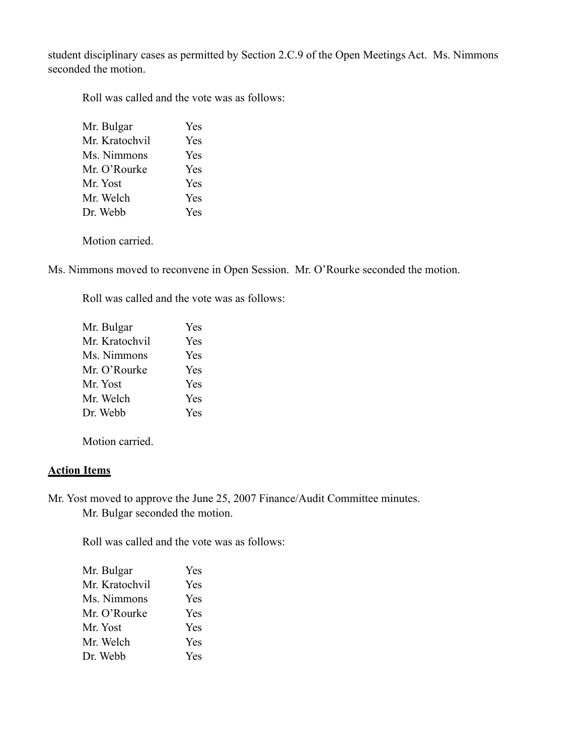student disciplinary cases as permitted by Section 2.C.9 of the Open Meetings Act. Ms. Nimmons seconded the motion.

Roll was called and the vote was as follows:

| | |
|---|---|
| Mr. Bulgar | Yes |
| Mr. Kratochvil | Yes |
| Ms. Nimmons | Yes |
| Mr. O'Rourke | Yes |
| Mr. Yost | Yes |
| Mr. Welch | Yes |
| Dr. Webb | Yes |

Motion carried.

Ms. Nimmons moved to reconvene in Open Session. Mr. O'Rourke seconded the motion.

Roll was called and the vote was as follows:

| | |
|---|---|
| Mr. Bulgar | Yes |
| Mr. Kratochvil | Yes |
| Ms. Nimmons | Yes |
| Mr. O'Rourke | Yes |
| Mr. Yost | Yes |
| Mr. Welch | Yes |
| Dr. Webb | Yes |

Motion carried.

**Action Items**

Mr. Yost moved to approve the June 25, 2007 Finance/Audit Committee minutes. Mr. Bulgar seconded the motion.

Roll was called and the vote was as follows:

| | |
|---|---|
| Mr. Bulgar | Yes |
| Mr. Kratochvil | Yes |
| Ms. Nimmons | Yes |
| Mr. O'Rourke | Yes |
| Mr. Yost | Yes |
| Mr. Welch | Yes |
| Dr. Webb | Yes |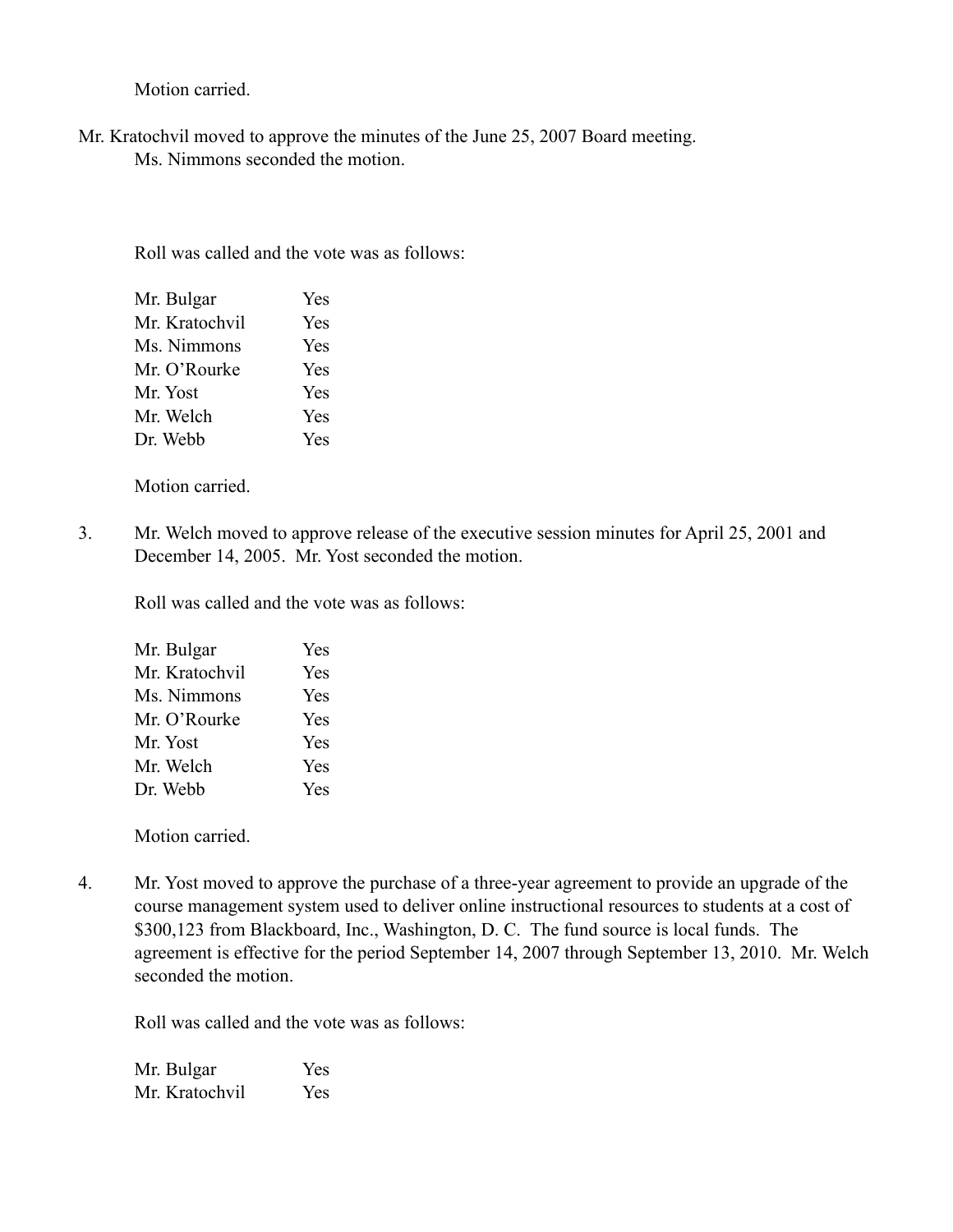Motion carried.

Mr. Kratochvil moved to approve the minutes of the June 25, 2007 Board meeting. Ms. Nimmons seconded the motion.

Roll was called and the vote was as follows:

| | |
|---|---|
| Mr. Bulgar | Yes |
| Mr. Kratochvil | Yes |
| Ms. Nimmons | Yes |
| Mr. O'Rourke | Yes |
| Mr. Yost | Yes |
| Mr. Welch | Yes |
| Dr. Webb | Yes |

Motion carried.

3. Mr. Welch moved to approve release of the executive session minutes for April 25, 2001 and December 14, 2005. Mr. Yost seconded the motion.

Roll was called and the vote was as follows:

| | |
|---|---|
| Mr. Bulgar | Yes |
| Mr. Kratochvil | Yes |
| Ms. Nimmons | Yes |
| Mr. O'Rourke | Yes |
| Mr. Yost | Yes |
| Mr. Welch | Yes |
| Dr. Webb | Yes |

Motion carried.

4. Mr. Yost moved to approve the purchase of a three-year agreement to provide an upgrade of the course management system used to deliver online instructional resources to students at a cost of $300,123 from Blackboard, Inc., Washington, D. C. The fund source is local funds. The agreement is effective for the period September 14, 2007 through September 13, 2010. Mr. Welch seconded the motion.

Roll was called and the vote was as follows:

| | |
|---|---|
| Mr. Bulgar | Yes |
| Mr. Kratochvil | Yes |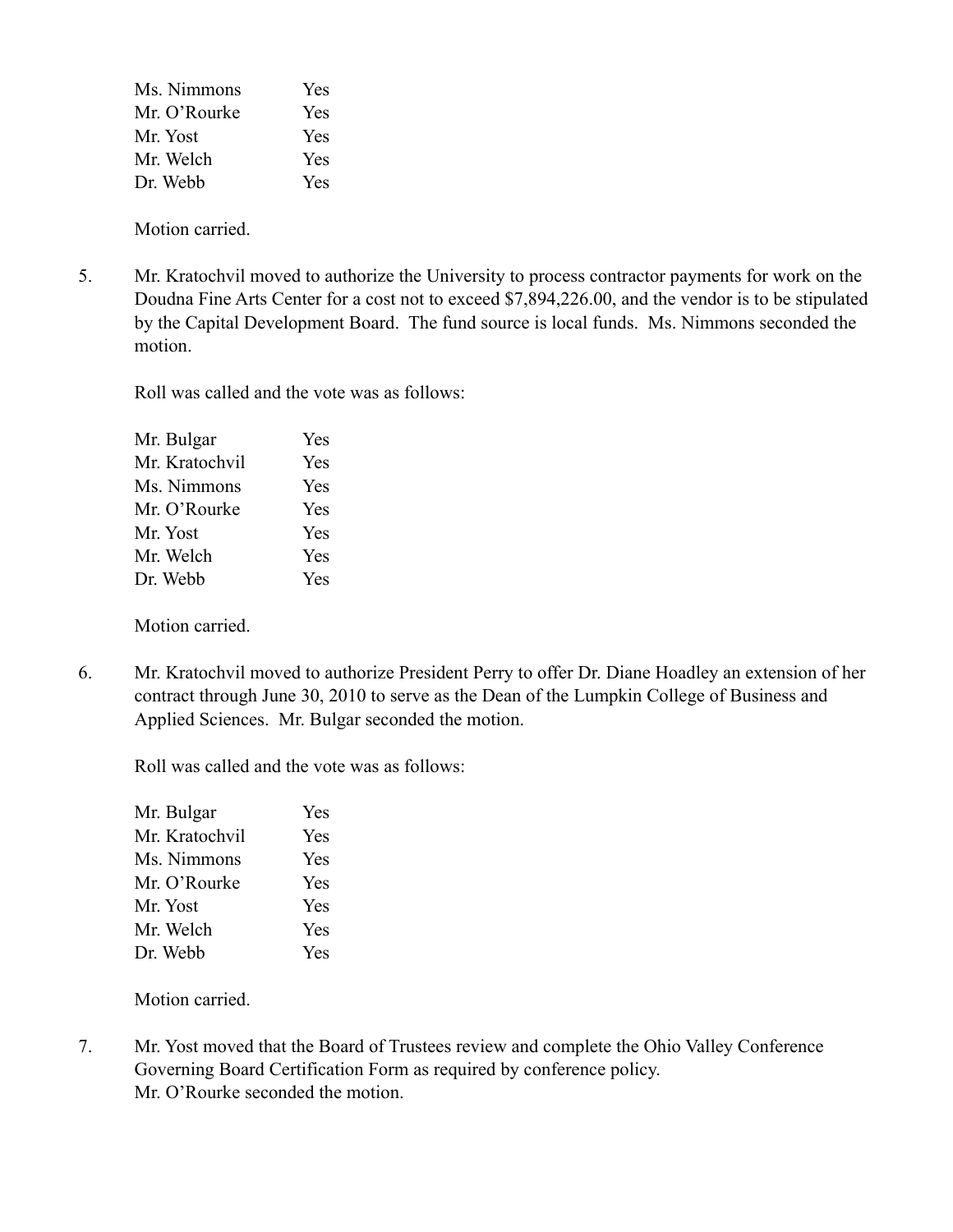| | |
|---|---|
| Ms. Nimmons | Yes |
| Mr. O'Rourke | Yes |
| Mr. Yost | Yes |
| Mr. Welch | Yes |
| Dr. Webb | Yes |

Motion carried.

5. Mr. Kratochvil moved to authorize the University to process contractor payments for work on the Doudna Fine Arts Center for a cost not to exceed $7,894,226.00, and the vendor is to be stipulated by the Capital Development Board. The fund source is local funds. Ms. Nimmons seconded the motion.

   Roll was called and the vote was as follows:

| | |
|---|---|
| Mr. Bulgar | Yes |
| Mr. Kratochvil | Yes |
| Ms. Nimmons | Yes |
| Mr. O'Rourke | Yes |
| Mr. Yost | Yes |
| Mr. Welch | Yes |
| Dr. Webb | Yes |

   Motion carried.

6. Mr. Kratochvil moved to authorize President Perry to offer Dr. Diane Hoadley an extension of her contract through June 30, 2010 to serve as the Dean of the Lumpkin College of Business and Applied Sciences. Mr. Bulgar seconded the motion.

   Roll was called and the vote was as follows:

| | |
|---|---|
| Mr. Bulgar | Yes |
| Mr. Kratochvil | Yes |
| Ms. Nimmons | Yes |
| Mr. O'Rourke | Yes |
| Mr. Yost | Yes |
| Mr. Welch | Yes |
| Dr. Webb | Yes |

   Motion carried.

7. Mr. Yost moved that the Board of Trustees review and complete the Ohio Valley Conference Governing Board Certification Form as required by conference policy.
   Mr. O'Rourke seconded the motion.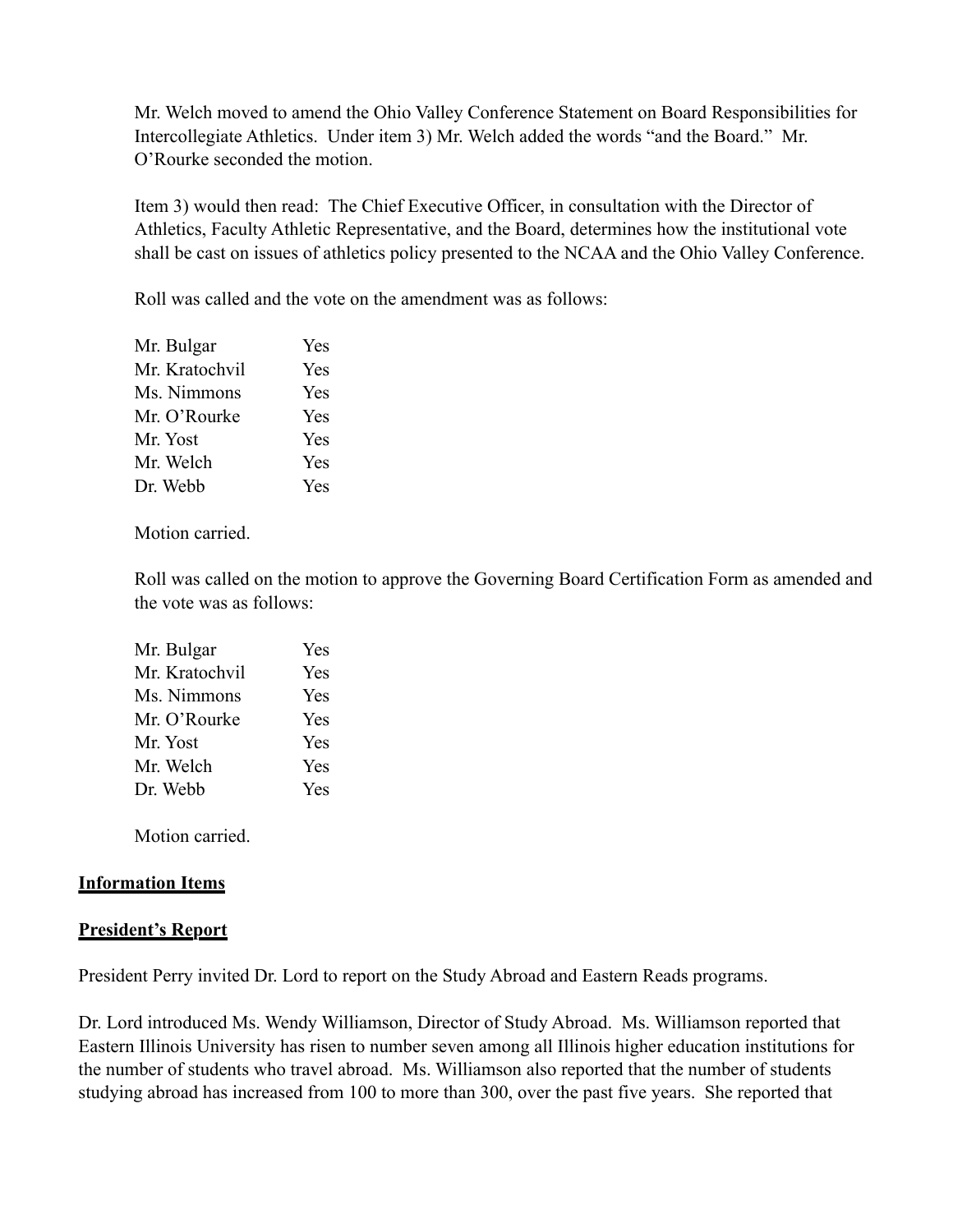Mr. Welch moved to amend the Ohio Valley Conference Statement on Board Responsibilities for Intercollegiate Athletics. Under item 3) Mr. Welch added the words "and the Board." Mr. O'Rourke seconded the motion.

Item 3) would then read: The Chief Executive Officer, in consultation with the Director of Athletics, Faculty Athletic Representative, and the Board, determines how the institutional vote shall be cast on issues of athletics policy presented to the NCAA and the Ohio Valley Conference.

Roll was called and the vote on the amendment was as follows:

| | |
|---|---|
| Mr. Bulgar | Yes |
| Mr. Kratochvil | Yes |
| Ms. Nimmons | Yes |
| Mr. O'Rourke | Yes |
| Mr. Yost | Yes |
| Mr. Welch | Yes |
| Dr. Webb | Yes |

Motion carried.

Roll was called on the motion to approve the Governing Board Certification Form as amended and the vote was as follows:

| | |
|---|---|
| Mr. Bulgar | Yes |
| Mr. Kratochvil | Yes |
| Ms. Nimmons | Yes |
| Mr. O'Rourke | Yes |
| Mr. Yost | Yes |
| Mr. Welch | Yes |
| Dr. Webb | Yes |

Motion carried.

## **Information Items**

## **President's Report**

President Perry invited Dr. Lord to report on the Study Abroad and Eastern Reads programs.

Dr. Lord introduced Ms. Wendy Williamson, Director of Study Abroad. Ms. Williamson reported that Eastern Illinois University has risen to number seven among all Illinois higher education institutions for the number of students who travel abroad. Ms. Williamson also reported that the number of students studying abroad has increased from 100 to more than 300, over the past five years. She reported that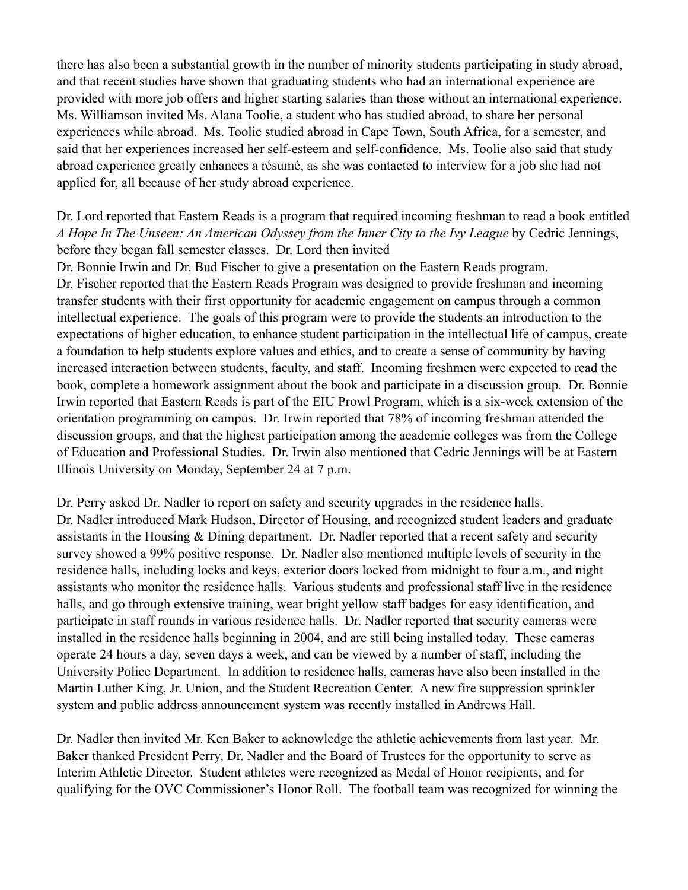there has also been a substantial growth in the number of minority students participating in study abroad, and that recent studies have shown that graduating students who had an international experience are provided with more job offers and higher starting salaries than those without an international experience. Ms. Williamson invited Ms. Alana Toolie, a student who has studied abroad, to share her personal experiences while abroad. Ms. Toolie studied abroad in Cape Town, South Africa, for a semester, and said that her experiences increased her self-esteem and self-confidence. Ms. Toolie also said that study abroad experience greatly enhances a résumé, as she was contacted to interview for a job she had not applied for, all because of her study abroad experience.

Dr. Lord reported that Eastern Reads is a program that required incoming freshman to read a book entitled *A Hope In The Unseen: An American Odyssey from the Inner City to the Ivy League* by Cedric Jennings, before they began fall semester classes. Dr. Lord then invited
Dr. Bonnie Irwin and Dr. Bud Fischer to give a presentation on the Eastern Reads program.
Dr. Fischer reported that the Eastern Reads Program was designed to provide freshman and incoming transfer students with their first opportunity for academic engagement on campus through a common intellectual experience. The goals of this program were to provide the students an introduction to the expectations of higher education, to enhance student participation in the intellectual life of campus, create a foundation to help students explore values and ethics, and to create a sense of community by having increased interaction between students, faculty, and staff. Incoming freshmen were expected to read the book, complete a homework assignment about the book and participate in a discussion group. Dr. Bonnie Irwin reported that Eastern Reads is part of the EIU Prowl Program, which is a six-week extension of the orientation programming on campus. Dr. Irwin reported that 78% of incoming freshman attended the discussion groups, and that the highest participation among the academic colleges was from the College of Education and Professional Studies. Dr. Irwin also mentioned that Cedric Jennings will be at Eastern Illinois University on Monday, September 24 at 7 p.m.

Dr. Perry asked Dr. Nadler to report on safety and security upgrades in the residence halls.
Dr. Nadler introduced Mark Hudson, Director of Housing, and recognized student leaders and graduate assistants in the Housing & Dining department. Dr. Nadler reported that a recent safety and security survey showed a 99% positive response. Dr. Nadler also mentioned multiple levels of security in the residence halls, including locks and keys, exterior doors locked from midnight to four a.m., and night assistants who monitor the residence halls. Various students and professional staff live in the residence halls, and go through extensive training, wear bright yellow staff badges for easy identification, and participate in staff rounds in various residence halls. Dr. Nadler reported that security cameras were installed in the residence halls beginning in 2004, and are still being installed today. These cameras operate 24 hours a day, seven days a week, and can be viewed by a number of staff, including the University Police Department. In addition to residence halls, cameras have also been installed in the Martin Luther King, Jr. Union, and the Student Recreation Center. A new fire suppression sprinkler system and public address announcement system was recently installed in Andrews Hall.

Dr. Nadler then invited Mr. Ken Baker to acknowledge the athletic achievements from last year. Mr. Baker thanked President Perry, Dr. Nadler and the Board of Trustees for the opportunity to serve as Interim Athletic Director. Student athletes were recognized as Medal of Honor recipients, and for qualifying for the OVC Commissioner's Honor Roll. The football team was recognized for winning the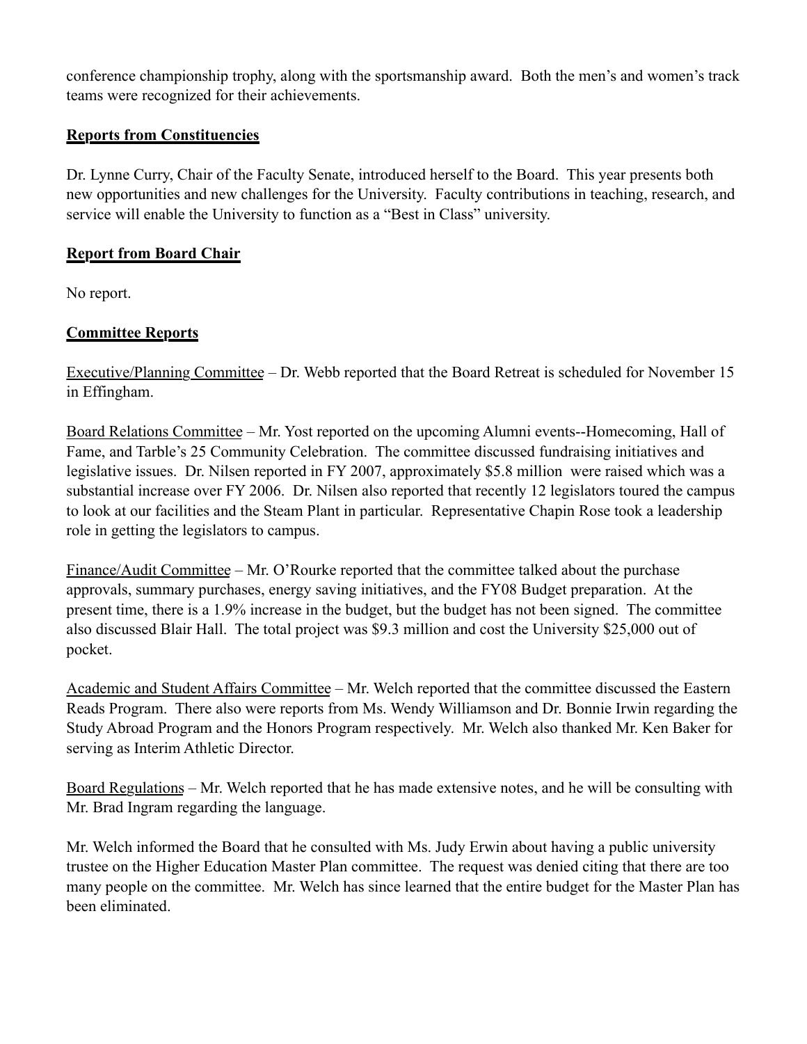conference championship trophy, along with the sportsmanship award. Both the men's and women's track teams were recognized for their achievements.

## Reports from Constituencies

Dr. Lynne Curry, Chair of the Faculty Senate, introduced herself to the Board. This year presents both new opportunities and new challenges for the University. Faculty contributions in teaching, research, and service will enable the University to function as a "Best in Class" university.

## Report from Board Chair

No report.

## Committee Reports

Executive/Planning Committee – Dr. Webb reported that the Board Retreat is scheduled for November 15 in Effingham.

Board Relations Committee – Mr. Yost reported on the upcoming Alumni events--Homecoming, Hall of Fame, and Tarble's 25 Community Celebration. The committee discussed fundraising initiatives and legislative issues. Dr. Nilsen reported in FY 2007, approximately $5.8 million were raised which was a substantial increase over FY 2006. Dr. Nilsen also reported that recently 12 legislators toured the campus to look at our facilities and the Steam Plant in particular. Representative Chapin Rose took a leadership role in getting the legislators to campus.

Finance/Audit Committee – Mr. O'Rourke reported that the committee talked about the purchase approvals, summary purchases, energy saving initiatives, and the FY08 Budget preparation. At the present time, there is a 1.9% increase in the budget, but the budget has not been signed. The committee also discussed Blair Hall. The total project was $9.3 million and cost the University $25,000 out of pocket.

Academic and Student Affairs Committee – Mr. Welch reported that the committee discussed the Eastern Reads Program. There also were reports from Ms. Wendy Williamson and Dr. Bonnie Irwin regarding the Study Abroad Program and the Honors Program respectively. Mr. Welch also thanked Mr. Ken Baker for serving as Interim Athletic Director.

Board Regulations – Mr. Welch reported that he has made extensive notes, and he will be consulting with Mr. Brad Ingram regarding the language.

Mr. Welch informed the Board that he consulted with Ms. Judy Erwin about having a public university trustee on the Higher Education Master Plan committee. The request was denied citing that there are too many people on the committee. Mr. Welch has since learned that the entire budget for the Master Plan has been eliminated.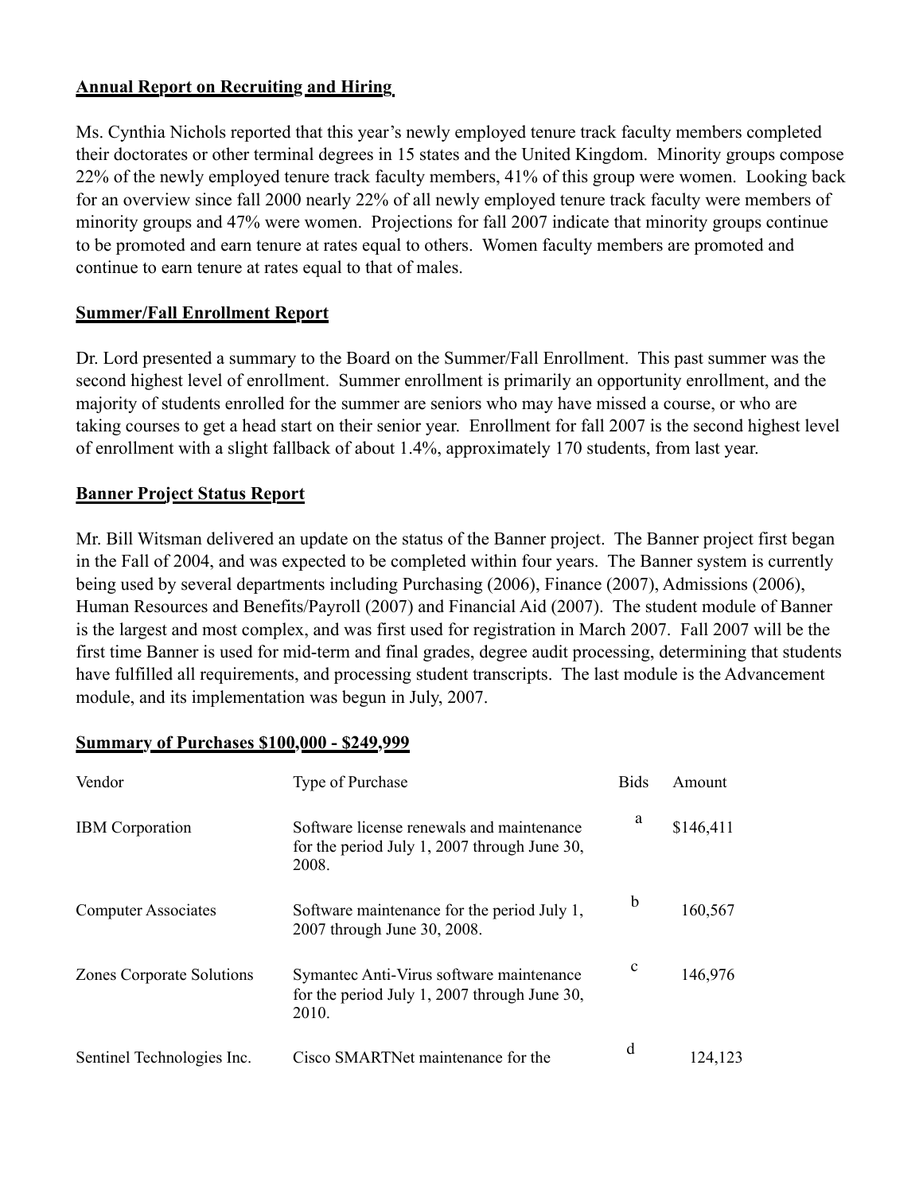## Annual Report on Recruiting and Hiring

Ms. Cynthia Nichols reported that this year's newly employed tenure track faculty members completed their doctorates or other terminal degrees in 15 states and the United Kingdom. Minority groups compose 22% of the newly employed tenure track faculty members, 41% of this group were women. Looking back for an overview since fall 2000 nearly 22% of all newly employed tenure track faculty were members of minority groups and 47% were women. Projections for fall 2007 indicate that minority groups continue to be promoted and earn tenure at rates equal to others. Women faculty members are promoted and continue to earn tenure at rates equal to that of males.

## Summer/Fall Enrollment Report

Dr. Lord presented a summary to the Board on the Summer/Fall Enrollment. This past summer was the second highest level of enrollment. Summer enrollment is primarily an opportunity enrollment, and the majority of students enrolled for the summer are seniors who may have missed a course, or who are taking courses to get a head start on their senior year. Enrollment for fall 2007 is the second highest level of enrollment with a slight fallback of about 1.4%, approximately 170 students, from last year.

## Banner Project Status Report

Mr. Bill Witsman delivered an update on the status of the Banner project. The Banner project first began in the Fall of 2004, and was expected to be completed within four years. The Banner system is currently being used by several departments including Purchasing (2006), Finance (2007), Admissions (2006), Human Resources and Benefits/Payroll (2007) and Financial Aid (2007). The student module of Banner is the largest and most complex, and was first used for registration in March 2007. Fall 2007 will be the first time Banner is used for mid-term and final grades, degree audit processing, determining that students have fulfilled all requirements, and processing student transcripts. The last module is the Advancement module, and its implementation was begun in July, 2007.

## Summary of Purchases $100,000 - $249,999

| Vendor | Type of Purchase | Bids | Amount |
|---|---|---|---|
| IBM Corporation | Software license renewals and maintenance for the period July 1, 2007 through June 30, 2008. | a | $146,411 |
| Computer Associates | Software maintenance for the period July 1, 2007 through June 30, 2008. | b | 160,567 |
| Zones Corporate Solutions | Symantec Anti-Virus software maintenance for the period July 1, 2007 through June 30, 2010. | c | 146,976 |
| Sentinel Technologies Inc. | Cisco SMARTNet maintenance for the | d | 124,123 |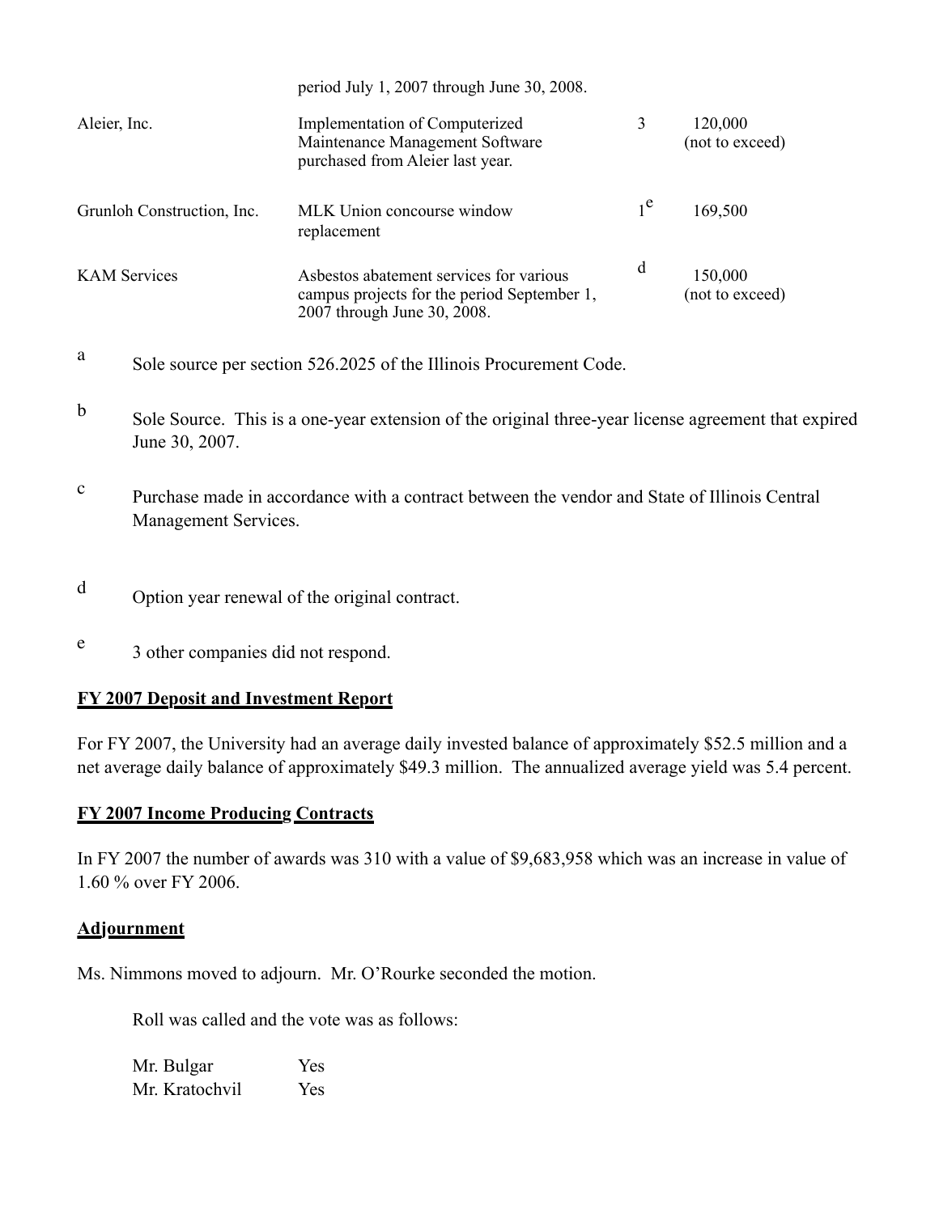| | period July 1, 2007 through June 30, 2008. | | |
|---|---|---|---|
| Aleier, Inc. | Implementation of Computerized Maintenance Management Software purchased from Aleier last year. | 3 | 120,000 (not to exceed) |
| Grunloh Construction, Inc. | MLK Union concourse window replacement | 1[e] | 169,500 |
| KAM Services | Asbestos abatement services for various campus projects for the period September 1, 2007 through June 30, 2008. | d | 150,000 (not to exceed) |

a Sole source per section 526.2025 of the Illinois Procurement Code.

b Sole Source. This is a one-year extension of the original three-year license agreement that expired June 30, 2007.

c Purchase made in accordance with a contract between the vendor and State of Illinois Central Management Services.

d Option year renewal of the original contract.

e 3 other companies did not respond.

**FY 2007 Deposit and Investment Report**

For FY 2007, the University had an average daily invested balance of approximately $52.5 million and a net average daily balance of approximately $49.3 million. The annualized average yield was 5.4 percent.

**FY 2007 Income Producing Contracts**

In FY 2007 the number of awards was 310 with a value of $9,683,958 which was an increase in value of 1.60 % over FY 2006.

**Adjournment**

Ms. Nimmons moved to adjourn. Mr. O'Rourke seconded the motion.

Roll was called and the vote was as follows:

Mr. Bulgar Yes
Mr. Kratochvil Yes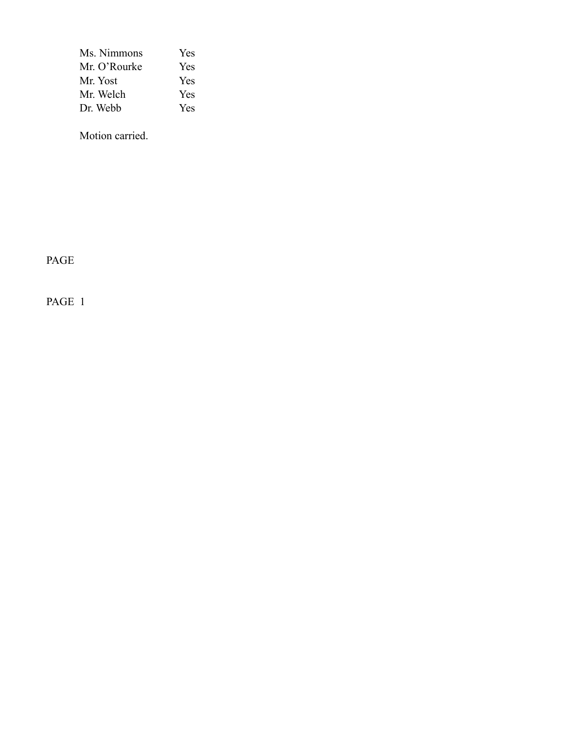| | |
|---|---|
| Ms. Nimmons | Yes |
| Mr. O'Rourke | Yes |
| Mr. Yost | Yes |
| Mr. Welch | Yes |
| Dr. Webb | Yes |

Motion carried.